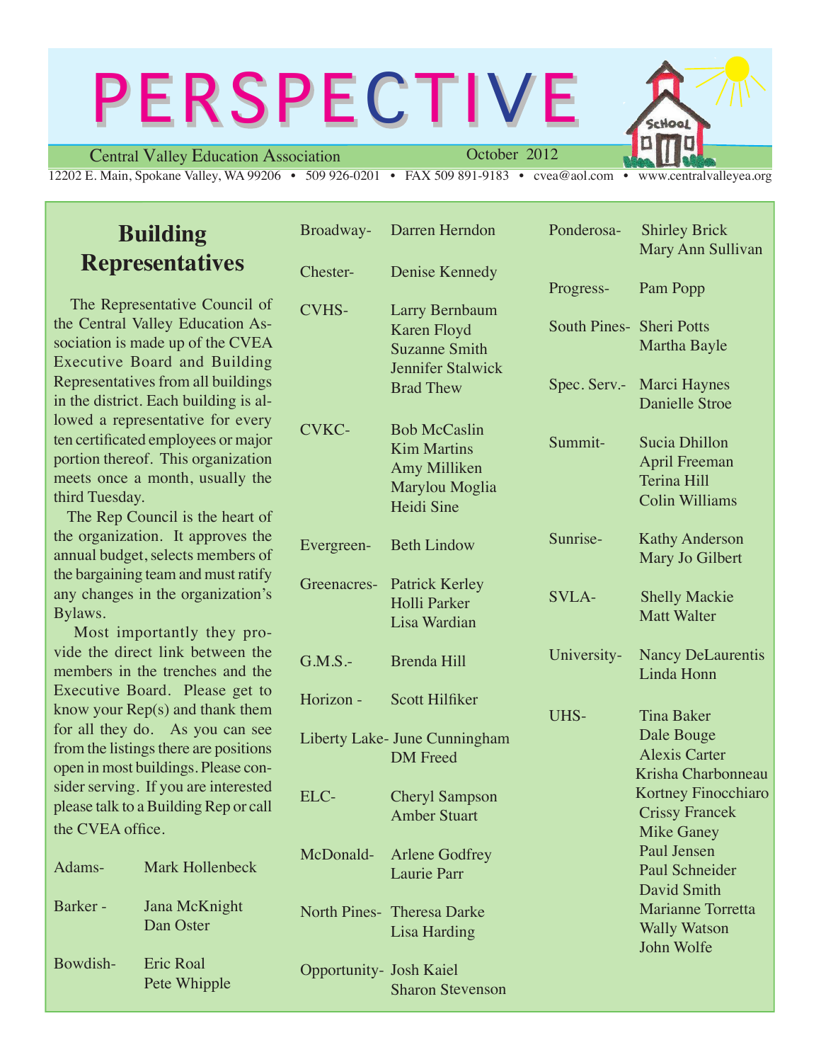# PERSPECTIVE

Central Valley Education Association — October 2012

12202 E. Main, Spokane Valley, WA 99206 • 509 926-0201 • FAX 509 891-9183 • cvea@aol.com • www.centralvalleyea.org

## Building Representatives

The Representative Council of the Central Valley Education Association is made up of the CVEA Executive Board and Building Representatives from all buildings in the district. Each building is allowed a representative for every ten certificated employees or major portion thereof. This organization meets once a month, usually the third Tuesday.

The Rep Council is the heart of the organization. It approves the annual budget, selects members of the bargaining team and must ratify any changes in the organization's Bylaws.

Most importantly they provide the direct link between the members in the trenches and the Executive Board. Please get to know your Rep(s) and thank them for all they do. As you can see from the listings there are positions open in most buildings. Please consider serving. If you are interested please talk to a Building Rep or call the CVEA office.

| Building | Representatives |
|---|---|
| Adams- | Mark Hollenbeck |
| Barker - | Jana McKnight<br>Dan Oster |
| Bowdish- | Eric Roal<br>Pete Whipple |
| Broadway- | Darren Herndon |
| Chester- | Denise Kennedy |
| CVHS- | Larry Bernbaum<br>Karen Floyd<br>Suzanne Smith<br>Jennifer Stalwick<br>Brad Thew |
| CVKC- | Bob McCaslin<br>Kim Martins<br>Amy Milliken<br>Marylou Moglia<br>Heidi Sine |
| Evergreen- | Beth Lindow |
| Greenacres- | Patrick Kerley<br>Holli Parker<br>Lisa Wardian |
| G.M.S.- | Brenda Hill |
| Horizon - | Scott Hilfiker |
| Liberty Lake- | June Cunningham<br>DM Freed |
| ELC- | Cheryl Sampson<br>Amber Stuart |
| McDonald- | Arlene Godfrey<br>Laurie Parr |
| North Pines- | Theresa Darke<br>Lisa Harding |
| Opportunity- | Josh Kaiel<br>Sharon Stevenson |
| Ponderosa- | Shirley Brick<br>Mary Ann Sullivan |
| Progress- | Pam Popp |
| South Pines- | Sheri Potts<br>Martha Bayle |
| Spec. Serv.- | Marci Haynes<br>Danielle Stroe |
| Summit- | Sucia Dhillon<br>April Freeman<br>Terina Hill<br>Colin Williams |
| Sunrise- | Kathy Anderson<br>Mary Jo Gilbert |
| SVLA- | Shelly Mackie<br>Matt Walter |
| University- | Nancy DeLaurentis<br>Linda Honn |
| UHS- | Tina Baker<br>Dale Bouge<br>Alexis Carter<br>Krisha Charbonneau<br>Kortney Finocchiaro<br>Crissy Francek<br>Mike Ganey<br>Paul Jensen<br>Paul Schneider<br>David Smith<br>Marianne Torretta<br>Wally Watson<br>John Wolfe |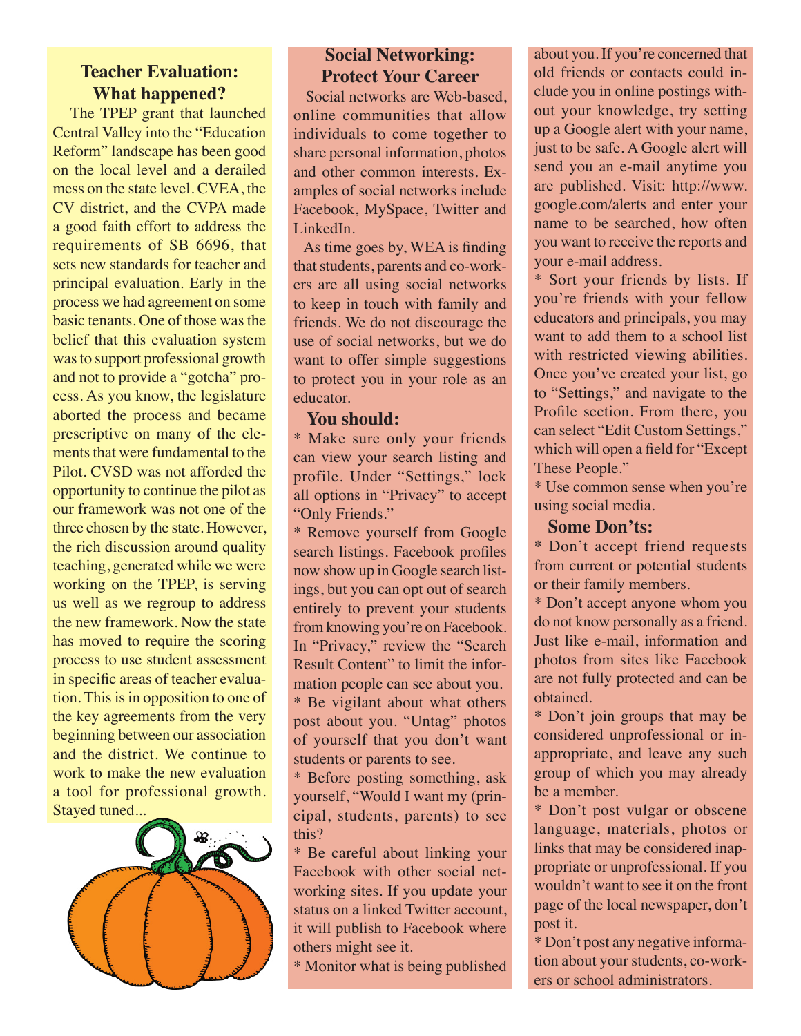## Teacher Evaluation: What happened?

The TPEP grant that launched Central Valley into the "Education Reform" landscape has been good on the local level and a derailed mess on the state level. CVEA, the CV district, and the CVPA made a good faith effort to address the requirements of SB 6696, that sets new standards for teacher and principal evaluation. Early in the process we had agreement on some basic tenants. One of those was the belief that this evaluation system was to support professional growth and not to provide a "gotcha" process. As you know, the legislature aborted the process and became prescriptive on many of the elements that were fundamental to the Pilot. CVSD was not afforded the opportunity to continue the pilot as our framework was not one of the three chosen by the state. However, the rich discussion around quality teaching, generated while we were working on the TPEP, is serving us well as we regroup to address the new framework. Now the state has moved to require the scoring process to use student assessment in specific areas of teacher evaluation. This is in opposition to one of the key agreements from the very beginning between our association and the district. We continue to work to make the new evaluation a tool for professional growth. Stayed tuned...

## Social Networking: Protect Your Career

Social networks are Web-based, online communities that allow individuals to come together to share personal information, photos and other common interests. Examples of social networks include Facebook, MySpace, Twitter and LinkedIn.

As time goes by, WEA is finding that students, parents and co-workers are all using social networks to keep in touch with family and friends. We do not discourage the use of social networks, but we do want to offer simple suggestions to protect you in your role as an educator.

### You should:

* Make sure only your friends can view your search listing and profile. Under "Settings," lock all options in "Privacy" to accept "Only Friends."
* Remove yourself from Google search listings. Facebook profiles now show up in Google search listings, but you can opt out of search entirely to prevent your students from knowing you're on Facebook. In "Privacy," review the "Search Result Content" to limit the information people can see about you.
* Be vigilant about what others post about you. "Untag" photos of yourself that you don't want students or parents to see.
* Before posting something, ask yourself, "Would I want my (principal, students, parents) to see this?
* Be careful about linking your Facebook with other social networking sites. If you update your status on a linked Twitter account, it will publish to Facebook where others might see it.
* Monitor what is being published about you. If you're concerned that old friends or contacts could include you in online postings without your knowledge, try setting up a Google alert with your name, just to be safe. A Google alert will send you an e-mail anytime you are published. Visit: http://www.google.com/alerts and enter your name to be searched, how often you want to receive the reports and your e-mail address.
* Sort your friends by lists. If you're friends with your fellow educators and principals, you may want to add them to a school list with restricted viewing abilities. Once you've created your list, go to "Settings," and navigate to the Profile section. From there, you can select "Edit Custom Settings," which will open a field for "Except These People."
* Use common sense when you're using social media.

### Some Don'ts:

* Don't accept friend requests from current or potential students or their family members.
* Don't accept anyone whom you do not know personally as a friend. Just like e-mail, information and photos from sites like Facebook are not fully protected and can be obtained.
* Don't join groups that may be considered unprofessional or inappropriate, and leave any such group of which you may already be a member.
* Don't post vulgar or obscene language, materials, photos or links that may be considered inappropriate or unprofessional. If you wouldn't want to see it on the front page of the local newspaper, don't post it.
* Don't post any negative information about your students, co-workers or school administrators.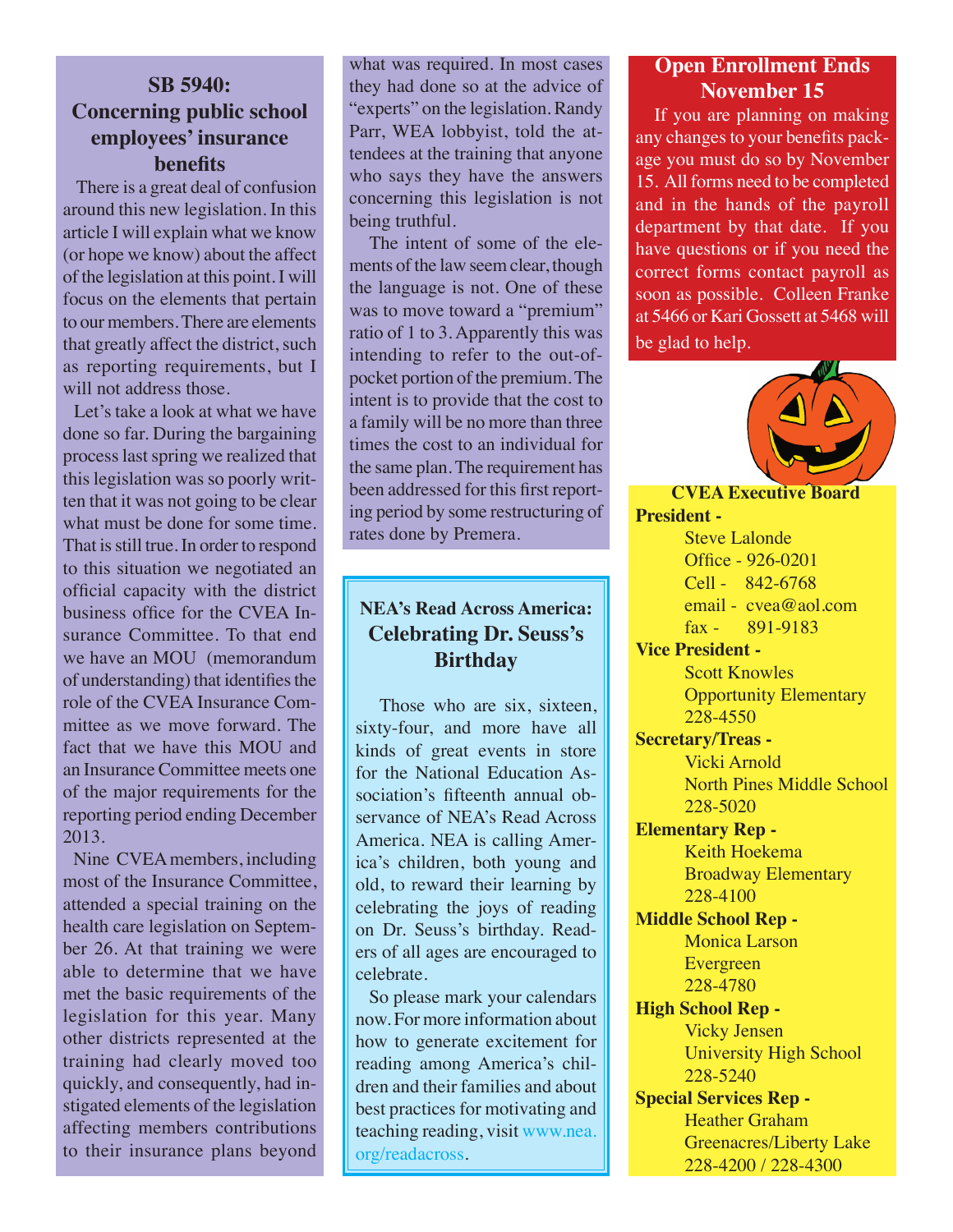## SB 5940: Concerning public school employees' insurance benefits

There is a great deal of confusion around this new legislation. In this article I will explain what we know (or hope we know) about the affect of the legislation at this point. I will focus on the elements that pertain to our members. There are elements that greatly affect the district, such as reporting requirements, but I will not address those.

Let's take a look at what we have done so far. During the bargaining process last spring we realized that this legislation was so poorly written that it was not going to be clear what must be done for some time. That is still true. In order to respond to this situation we negotiated an official capacity with the district business office for the CVEA Insurance Committee. To that end we have an MOU (memorandum of understanding) that identifies the role of the CVEA Insurance Committee as we move forward. The fact that we have this MOU and an Insurance Committee meets one of the major requirements for the reporting period ending December 2013.

Nine CVEA members, including most of the Insurance Committee, attended a special training on the health care legislation on September 26. At that training we were able to determine that we have met the basic requirements of the legislation for this year. Many other districts represented at the training had clearly moved too quickly, and consequently, had instigated elements of the legislation affecting members contributions to their insurance plans beyond what was required. In most cases they had done so at the advice of "experts" on the legislation. Randy Parr, WEA lobbyist, told the attendees at the training that anyone who says they have the answers concerning this legislation is not being truthful.

The intent of some of the elements of the law seem clear, though the language is not. One of these was to move toward a "premium" ratio of 1 to 3. Apparently this was intending to refer to the out-of-pocket portion of the premium. The intent is to provide that the cost to a family will be no more than three times the cost to an individual for the same plan. The requirement has been addressed for this first reporting period by some restructuring of rates done by Premera.

## NEA's Read Across America: Celebrating Dr. Seuss's Birthday

Those who are six, sixteen, sixty-four, and more have all kinds of great events in store for the National Education Association's fifteenth annual observance of NEA's Read Across America. NEA is calling America's children, both young and old, to reward their learning by celebrating the joys of reading on Dr. Seuss's birthday. Readers of all ages are encouraged to celebrate.

So please mark your calendars now. For more information about how to generate excitement for reading among America's children and their families and about best practices for motivating and teaching reading, visit www.nea.org/readacross.

## Open Enrollment Ends November 15

If you are planning on making any changes to your benefits package you must do so by November 15. All forms need to be completed and in the hands of the payroll department by that date. If you have questions or if you need the correct forms contact payroll as soon as possible. Colleen Franke at 5466 or Kari Gossett at 5468 will be glad to help.

## CVEA Executive Board

**President -**
Steve Lalonde
Office - 926-0201
Cell - 842-6768
email - cvea@aol.com
fax - 891-9183

**Vice President -**
Scott Knowles
Opportunity Elementary
228-4550

**Secretary/Treas -**
Vicki Arnold
North Pines Middle School
228-5020

**Elementary Rep -**
Keith Hoekema
Broadway Elementary
228-4100

**Middle School Rep -**
Monica Larson
Evergreen
228-4780

**High School Rep -**
Vicky Jensen
University High School
228-5240

**Special Services Rep -**
Heather Graham
Greenacres/Liberty Lake
228-4200 / 228-4300